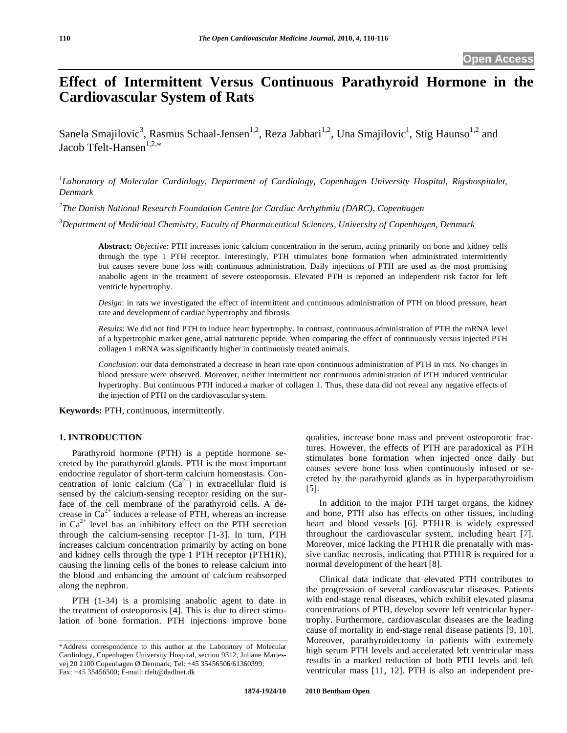Open Access

# Effect of Intermittent Versus Continuous Parathyroid Hormone in the Cardiovascular System of Rats

Sanela Smajilovic[3], Rasmus Schaal-Jensen[1,2], Reza Jabbari[1,2], Una Smajilovic[1], Stig Haunso[1,2] and Jacob Tfelt-Hansen[1,2,*]

[1]*Laboratory of Molecular Cardiology, Department of Cardiology, Copenhagen University Hospital, Rigshospitalet, Denmark*

[2]*The Danish National Research Foundation Centre for Cardiac Arrhythmia (DARC), Copenhagen*

[3]*Department of Medicinal Chemistry, Faculty of Pharmaceutical Sciences, University of Copenhagen, Denmark*

**Abstract:** *Objective*: PTH increases ionic calcium concentration in the serum, acting primarily on bone and kidney cells through the type 1 PTH receptor. Interestingly, PTH stimulates bone formation when administrated intermittently but causes severe bone loss with continuous administration. Daily injections of PTH are used as the most promising anabolic agent in the treatment of severe osteoporosis. Elevated PTH is reported an independent risk factor for left ventricle hypertrophy.

*Design*: in rats we investigated the effect of intermittent and continuous administration of PTH on blood pressure, heart rate and development of cardiac hypertrophy and fibrosis.

*Results*: We did not find PTH to induce heart hypertrophy. In contrast, continuous administration of PTH the mRNA level of a hypertrophic marker gene, atrial natriuretic peptide. When comparing the effect of continuously versus injected PTH collagen 1 mRNA was significantly higher in continuously treated animals.

*Conclusion*: our data demonstrated a decrease in heart rate upon continuous administration of PTH in rats. No changes in blood pressure were observed. Moreover, neither intermittent nor continuous administration of PTH induced ventricular hypertrophy. But continuous PTH induced a marker of collagen 1. Thus, these data did not reveal any negative effects of the injection of PTH on the cardiovascular system.

**Keywords:** PTH, continuous, intermittently.

## 1. INTRODUCTION

Parathyroid hormone (PTH) is a peptide hormone secreted by the parathyroid glands. PTH is the most important endocrine regulator of short-term calcium homeostasis. Concentration of ionic calcium ($Ca^{2+}$) in extracellular fluid is sensed by the calcium-sensing receptor residing on the surface of the cell membrane of the parathyroid cells. A decrease in $Ca^{2+}$ induces a release of PTH, whereas an increase in $Ca^{2+}$ level has an inhibitory effect on the PTH secretion through the calcium-sensing receptor [1-3]. In turn, PTH increases calcium concentration primarily by acting on bone and kidney cells through the type 1 PTH receptor (PTH1R), causing the linning cells of the bones to release calcium into the blood and enhancing the amount of calcium reabsorped along the nephron.

PTH (1-34) is a promising anabolic agent to date in the treatment of osteoporosis [4]. This is due to direct stimulation of bone formation. PTH injections improve bone qualities, increase bone mass and prevent osteoporotic fractures. However, the effects of PTH are paradoxical as PTH stimulates bone formation when injected once daily but causes severe bone loss when continuously infused or secreted by the parathyroid glands as in hyperparathyroidism [5].

In addition to the major PTH target organs, the kidney and bone, PTH also has effects on other tissues, including heart and blood vessels [6]. PTH1R is widely expressed throughout the cardiovascular system, including heart [7]. Moreover, mice lacking the PTH1R die prenatally with massive cardiac necrosis, indicating that PTH1R is required for a normal development of the heart [8].

Clinical data indicate that elevated PTH contributes to the progression of several cardiovascular diseases. Patients with end-stage renal diseases, which exhibit elevated plasma concentrations of PTH, develop severe left ventricular hypertrophy. Furthermore, cardiovascular diseases are the leading cause of mortality in end-stage renal disease patients [9, 10]. Moreover, parathyroidectomy in patients with extremely high serum PTH levels and accelerated left ventricular mass results in a marked reduction of both PTH levels and left ventricular mass [11, 12]. PTH is also an independent pre-

*Address correspondence to this author at the Laboratory of Molecular Cardiology, Copenhagen University Hospital, section 9312, Juliane Mariesvej 20 2100 Copenhagen Ø Denmark; Tel: +45 35456506/61360399; Fax: +45 35456500; E-mail: tfelt@dadlnet.dk

1874-1924/10 2010 Bentham Open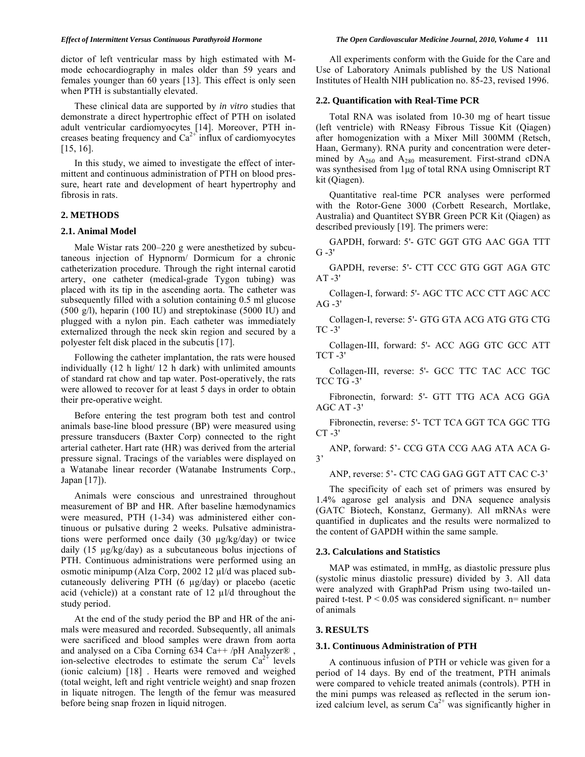dictor of left ventricular mass by high estimated with M-mode echocardiography in males older than 59 years and females younger than 60 years [13]. This effect is only seen when PTH is substantially elevated.

These clinical data are supported by *in vitro* studies that demonstrate a direct hypertrophic effect of PTH on isolated adult ventricular cardiomyocytes [14]. Moreover, PTH increases beating frequency and $Ca^{2+}$ influx of cardiomyocytes [15, 16].

In this study, we aimed to investigate the effect of intermittent and continuous administration of PTH on blood pressure, heart rate and development of heart hypertrophy and fibrosis in rats.

## 2. METHODS

### 2.1. Animal Model

Male Wistar rats 200–220 g were anesthetized by subcutaneous injection of Hypnorm/ Dormicum for a chronic catheterization procedure. Through the right internal carotid artery, one catheter (medical-grade Tygon tubing) was placed with its tip in the ascending aorta. The catheter was subsequently filled with a solution containing 0.5 ml glucose (500 g/l), heparin (100 IU) and streptokinase (5000 IU) and plugged with a nylon pin. Each catheter was immediately externalized through the neck skin region and secured by a polyester felt disk placed in the subcutis [17].

Following the catheter implantation, the rats were housed individually (12 h light/ 12 h dark) with unlimited amounts of standard rat chow and tap water. Post-operatively, the rats were allowed to recover for at least 5 days in order to obtain their pre-operative weight.

Before entering the test program both test and control animals base-line blood pressure (BP) were measured using pressure transducers (Baxter Corp) connected to the right arterial catheter. Hart rate (HR) was derived from the arterial pressure signal. Tracings of the variables were displayed on a Watanabe linear recorder (Watanabe Instruments Corp., Japan [17]).

Animals were conscious and unrestrained throughout measurement of BP and HR. After baseline hæmodynamics were measured, PTH (1-34) was administered either continuous or pulsative during 2 weeks. Pulsative administrations were performed once daily (30 µg/kg/day) or twice daily (15 µg/kg/day) as a subcutaneous bolus injections of PTH. Continuous administrations were performed using an osmotic minipump (Alza Corp, 2002 12 µl/d was placed subcutaneously delivering PTH (6 µg/day) or placebo (acetic acid (vehicle)) at a constant rate of 12 µl/d throughout the study period.

At the end of the study period the BP and HR of the animals were measured and recorded. Subsequently, all animals were sacrificed and blood samples were drawn from aorta and analysed on a Ciba Corning 634 Ca++ /pH Analyzer® , ion-selective electrodes to estimate the serum $Ca^{2+}$ levels (ionic calcium) [18] . Hearts were removed and weighed (total weight, left and right ventricle weight) and snap frozen in liquate nitrogen. The length of the femur was measured before being snap frozen in liquid nitrogen.

All experiments conform with the Guide for the Care and Use of Laboratory Animals published by the US National Institutes of Health NIH publication no. 85-23, revised 1996.

### 2.2. Quantification with Real-Time PCR

Total RNA was isolated from 10-30 mg of heart tissue (left ventricle) with RNeasy Fibrous Tissue Kit (Qiagen) after homogenization with a Mixer Mill 300MM (Retsch, Haan, Germany). RNA purity and concentration were determined by $A_{260}$ and $A_{280}$ measurement. First-strand cDNA was synthesised from 1µg of total RNA using Omniscript RT kit (Qiagen).

Quantitative real-time PCR analyses were performed with the Rotor-Gene 3000 (Corbett Research, Mortlake, Australia) and Quantitect SYBR Green PCR Kit (Qiagen) as described previously [19]. The primers were:

GAPDH, forward: 5'- GTC GGT GTG AAC GGA TTT G -3'

GAPDH, reverse: 5'- CTT CCC GTG GGT AGA GTC AT -3'

Collagen-I, forward: 5'- AGC TTC ACC CTT AGC ACC AG -3'

Collagen-I, reverse: 5'- GTG GTA ACG ATG GTG CTG TC -3'

Collagen-III, forward: 5'- ACC AGG GTC GCC ATT TCT -3'

Collagen-III, reverse: 5'- GCC TTC TAC ACC TGC TCC TG -3'

Fibronectin, forward: 5'- GTT TTG ACA ACG GGA AGC AT -3'

Fibronectin, reverse: 5'- TCT TCA GGT TCA GGC TTG CT -3'

ANP, forward: 5'- CCG GTA CCG AAG ATA ACA G-3'

ANP, reverse: 5'- CTC CAG GAG GGT ATT CAC C-3'

The specificity of each set of primers was ensured by 1.4% agarose gel analysis and DNA sequence analysis (GATC Biotech, Konstanz, Germany). All mRNAs were quantified in duplicates and the results were normalized to the content of GAPDH within the same sample.

### 2.3. Calculations and Statistics

MAP was estimated, in mmHg, as diastolic pressure plus (systolic minus diastolic pressure) divided by 3. All data were analyzed with GraphPad Prism using two-tailed unpaired t-test. $P < 0.05$ was considered significant. n= number of animals

## 3. RESULTS

### 3.1. Continuous Administration of PTH

A continuous infusion of PTH or vehicle was given for a period of 14 days. By end of the treatment, PTH animals were compared to vehicle treated animals (controls). PTH in the mini pumps was released as reflected in the serum ionized calcium level, as serum $Ca^{2+}$ was significantly higher in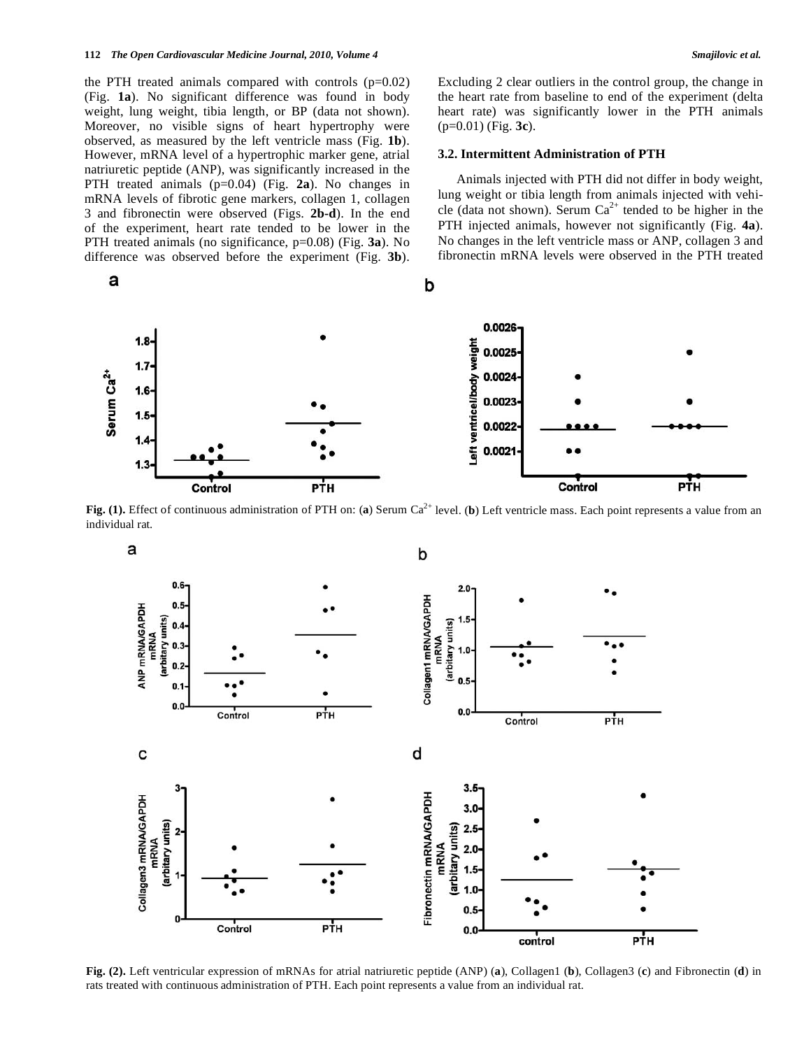the PTH treated animals compared with controls (p=0.02) (Fig. **1a**). No significant difference was found in body weight, lung weight, tibia length, or BP (data not shown). Moreover, no visible signs of heart hypertrophy were observed, as measured by the left ventricle mass (Fig. **1b**). However, mRNA level of a hypertrophic marker gene, atrial natriuretic peptide (ANP), was significantly increased in the PTH treated animals (p=0.04) (Fig. **2a**). No changes in mRNA levels of fibrotic gene markers, collagen 1, collagen 3 and fibronectin were observed (Figs. **2b-d**). In the end of the experiment, heart rate tended to be lower in the PTH treated animals (no significance, p=0.08) (Fig. **3a**). No difference was observed before the experiment (Fig. **3b**). Excluding 2 clear outliers in the control group, the change in the heart rate from baseline to end of the experiment (delta heart rate) was significantly lower in the PTH animals (p=0.01) (Fig. **3c**).

### 3.2. Intermittent Administration of PTH

Animals injected with PTH did not differ in body weight, lung weight or tibia length from animals injected with vehicle (data not shown). Serum $Ca^{2+}$ tended to be higher in the PTH injected animals, however not significantly (Fig. **4a**). No changes in the left ventricle mass or ANP, collagen 3 and fibronectin mRNA levels were observed in the PTH treated

**Fig. (1).** Effect of continuous administration of PTH on: (**a**) Serum $Ca^{2+}$ level. (**b**) Left ventricle mass. Each point represents a value from an individual rat.

**Fig. (2).** Left ventricular expression of mRNAs for atrial natriuretic peptide (ANP) (**a**), Collagen1 (**b**), Collagen3 (**c**) and Fibronectin (**d**) in rats treated with continuous administration of PTH. Each point represents a value from an individual rat.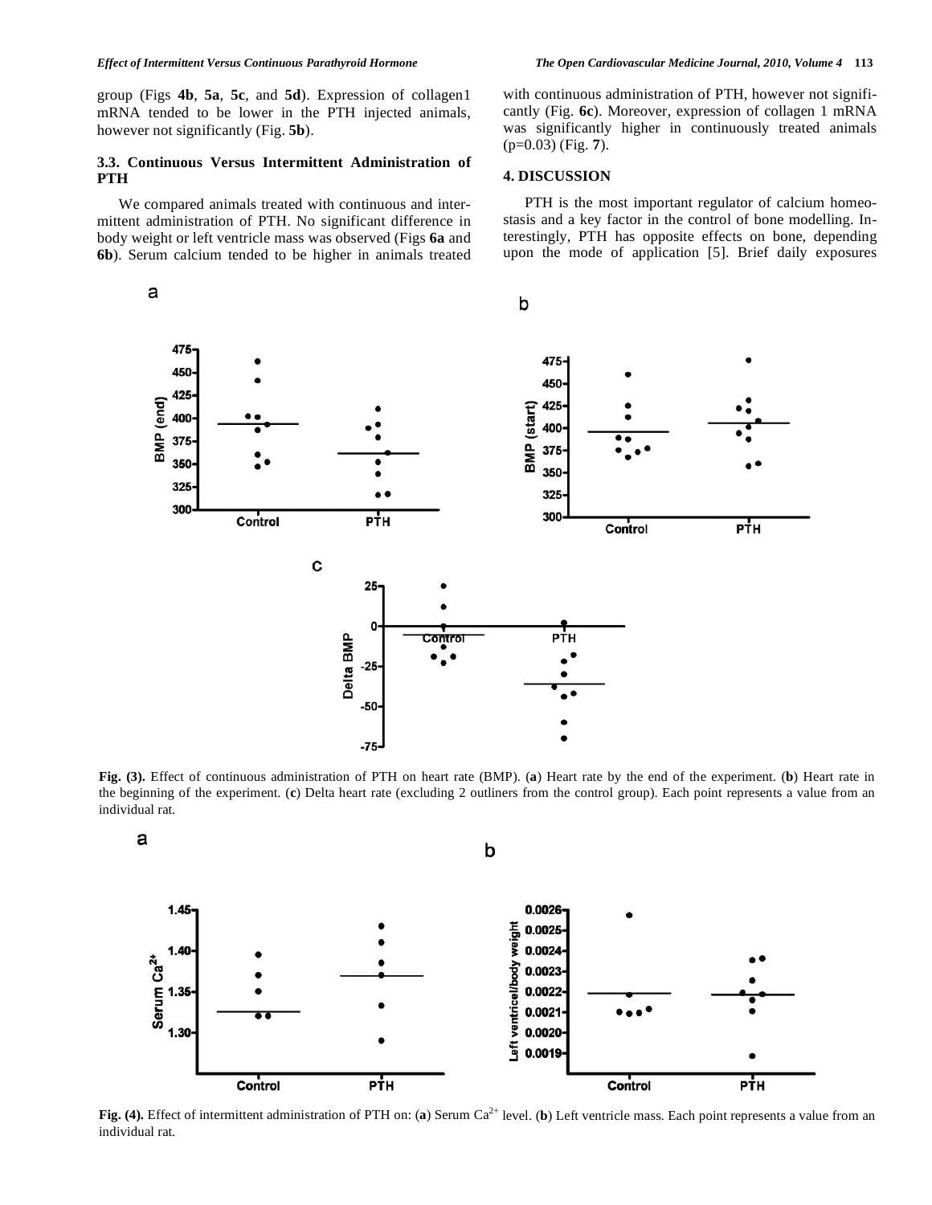group (Figs **4b**, **5a**, **5c**, and **5d**). Expression of collagen1 mRNA tended to be lower in the PTH injected animals, however not significantly (Fig. **5b**).

### 3.3. Continuous Versus Intermittent Administration of PTH

We compared animals treated with continuous and intermittent administration of PTH. No significant difference in body weight or left ventricle mass was observed (Figs **6a** and **6b**). Serum calcium tended to be higher in animals treated with continuous administration of PTH, however not significantly (Fig. **6c**). Moreover, expression of collagen 1 mRNA was significantly higher in continuously treated animals ($p=0.03$) (Fig. **7**).

## 4. DISCUSSION

PTH is the most important regulator of calcium homeostasis and a key factor in the control of bone modelling. Interestingly, PTH has opposite effects on bone, depending upon the mode of application [5]. Brief daily exposures

**Fig. (3).** Effect of continuous administration of PTH on heart rate (BMP). (**a**) Heart rate by the end of the experiment. (**b**) Heart rate in the beginning of the experiment. (**c**) Delta heart rate (excluding 2 outliners from the control group). Each point represents a value from an individual rat.

**Fig. (4).** Effect of intermittent administration of PTH on: (**a**) Serum $Ca^{2+}$ level. (**b**) Left ventricle mass. Each point represents a value from an individual rat.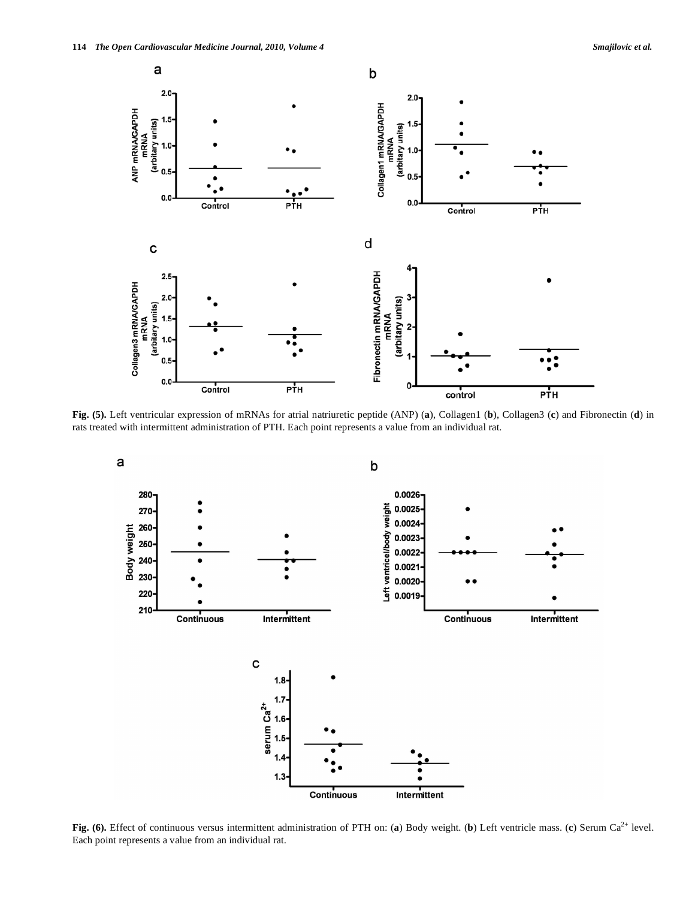**Fig. (5).** Left ventricular expression of mRNAs for atrial natriuretic peptide (ANP) (**a**), Collagen1 (**b**), Collagen3 (**c**) and Fibronectin (**d**) in rats treated with intermittent administration of PTH. Each point represents a value from an individual rat.

**Fig. (6).** Effect of continuous versus intermittent administration of PTH on: (**a**) Body weight. (**b**) Left ventricle mass. (**c**) Serum $Ca^{2+}$ level. Each point represents a value from an individual rat.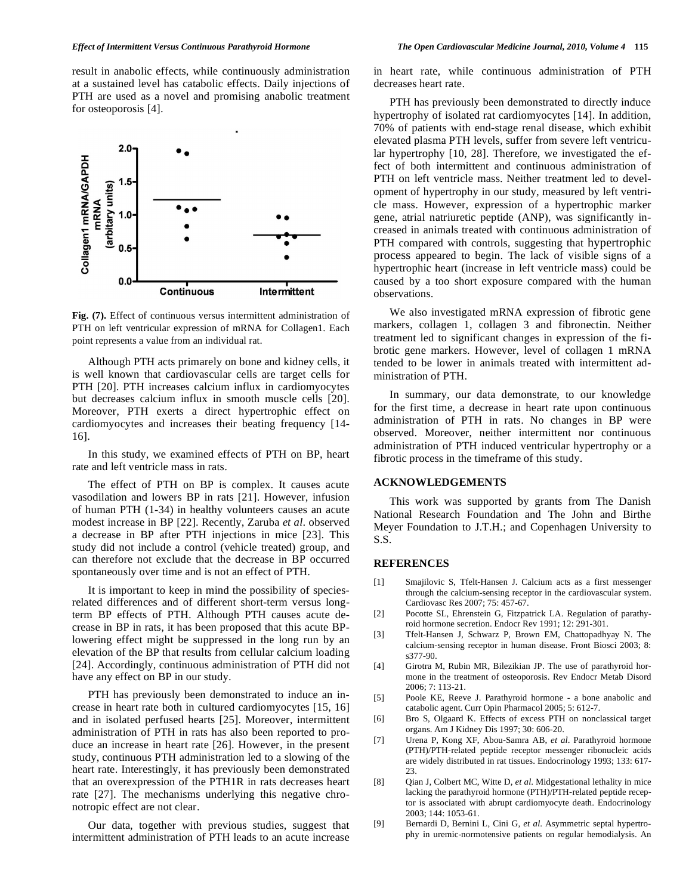result in anabolic effects, while continuously administration at a sustained level has catabolic effects. Daily injections of PTH are used as a novel and promising anabolic treatment for osteoporosis [4].

**Fig. (7).** Effect of continuous versus intermittent administration of PTH on left ventricular expression of mRNA for Collagen1. Each point represents a value from an individual rat.

Although PTH acts primarely on bone and kidney cells, it is well known that cardiovascular cells are target cells for PTH [20]. PTH increases calcium influx in cardiomyocytes but decreases calcium influx in smooth muscle cells [20]. Moreover, PTH exerts a direct hypertrophic effect on cardiomyocytes and increases their beating frequency [14-16].

In this study, we examined effects of PTH on BP, heart rate and left ventricle mass in rats.

The effect of PTH on BP is complex. It causes acute vasodilation and lowers BP in rats [21]. However, infusion of human PTH (1-34) in healthy volunteers causes an acute modest increase in BP [22]. Recently, Zaruba *et al*. observed a decrease in BP after PTH injections in mice [23]. This study did not include a control (vehicle treated) group, and can therefore not exclude that the decrease in BP occurred spontaneously over time and is not an effect of PTH.

It is important to keep in mind the possibility of species-related differences and of different short-term versus long-term BP effects of PTH. Although PTH causes acute decrease in BP in rats, it has been proposed that this acute BP-lowering effect might be suppressed in the long run by an elevation of the BP that results from cellular calcium loading [24]. Accordingly, continuous administration of PTH did not have any effect on BP in our study.

PTH has previously been demonstrated to induce an increase in heart rate both in cultured cardiomyocytes [15, 16] and in isolated perfused hearts [25]. Moreover, intermittent administration of PTH in rats has also been reported to produce an increase in heart rate [26]. However, in the present study, continuous PTH administration led to a slowing of the heart rate. Interestingly, it has previously been demonstrated that an overexpression of the PTH1R in rats decreases heart rate [27]. The mechanisms underlying this negative chronotropic effect are not clear.

Our data, together with previous studies, suggest that intermittent administration of PTH leads to an acute increase in heart rate, while continuous administration of PTH decreases heart rate.

PTH has previously been demonstrated to directly induce hypertrophy of isolated rat cardiomyocytes [14]. In addition, 70% of patients with end-stage renal disease, which exhibit elevated plasma PTH levels, suffer from severe left ventricular hypertrophy [10, 28]. Therefore, we investigated the effect of both intermittent and continuous administration of PTH on left ventricle mass. Neither treatment led to development of hypertrophy in our study, measured by left ventricle mass. However, expression of a hypertrophic marker gene, atrial natriuretic peptide (ANP), was significantly increased in animals treated with continuous administration of PTH compared with controls, suggesting that hypertrophic process appeared to begin. The lack of visible signs of a hypertrophic heart (increase in left ventricle mass) could be caused by a too short exposure compared with the human observations.

We also investigated mRNA expression of fibrotic gene markers, collagen 1, collagen 3 and fibronectin. Neither treatment led to significant changes in expression of the fibrotic gene markers. However, level of collagen 1 mRNA tended to be lower in animals treated with intermittent administration of PTH.

In summary, our data demonstrate, to our knowledge for the first time, a decrease in heart rate upon continuous administration of PTH in rats. No changes in BP were observed. Moreover, neither intermittent nor continuous administration of PTH induced ventricular hypertrophy or a fibrotic process in the timeframe of this study.

## ACKNOWLEDGEMENTS

This work was supported by grants from The Danish National Research Foundation and The John and Birthe Meyer Foundation to J.T.H.; and Copenhagen University to S.S.

## REFERENCES

[1] Smajilovic S, Tfelt-Hansen J. Calcium acts as a first messenger through the calcium-sensing receptor in the cardiovascular system. Cardiovasc Res 2007; 75: 457-67.

[2] Pocotte SL, Ehrenstein G, Fitzpatrick LA. Regulation of parathyroid hormone secretion. Endocr Rev 1991; 12: 291-301.

[3] Tfelt-Hansen J, Schwarz P, Brown EM, Chattopadhyay N. The calcium-sensing receptor in human disease. Front Biosci 2003; 8: s377-90.

[4] Girotra M, Rubin MR, Bilezikian JP. The use of parathyroid hormone in the treatment of osteoporosis. Rev Endocr Metab Disord 2006; 7: 113-21.

[5] Poole KE, Reeve J. Parathyroid hormone - a bone anabolic and catabolic agent. Curr Opin Pharmacol 2005; 5: 612-7.

[6] Bro S, Olgaard K. Effects of excess PTH on nonclassical target organs. Am J Kidney Dis 1997; 30: 606-20.

[7] Urena P, Kong XF, Abou-Samra AB, *et al*. Parathyroid hormone (PTH)/PTH-related peptide receptor messenger ribonucleic acids are widely distributed in rat tissues. Endocrinology 1993; 133: 617-23.

[8] Qian J, Colbert MC, Witte D, *et al*. Midgestational lethality in mice lacking the parathyroid hormone (PTH)/PTH-related peptide receptor is associated with abrupt cardiomyocyte death. Endocrinology 2003; 144: 1053-61.

[9] Bernardi D, Bernini L, Cini G, *et al*. Asymmetric septal hypertrophy in uremic-normotensive patients on regular hemodialysis. An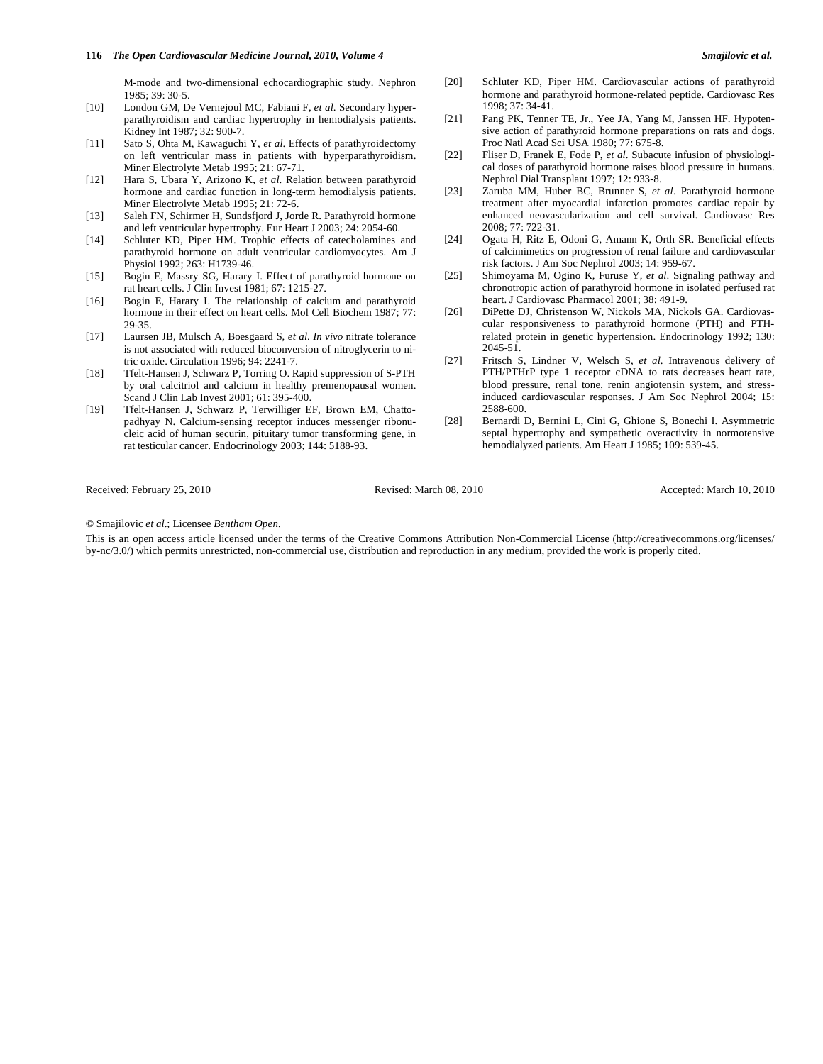M-mode and two-dimensional echocardiographic study. Nephron 1985; 39: 30-5.

[10] London GM, De Vernejoul MC, Fabiani F, *et al.* Secondary hyperparathyroidism and cardiac hypertrophy in hemodialysis patients. Kidney Int 1987; 32: 900-7.

[11] Sato S, Ohta M, Kawaguchi Y, *et al.* Effects of parathyroidectomy on left ventricular mass in patients with hyperparathyroidism. Miner Electrolyte Metab 1995; 21: 67-71.

[12] Hara S, Ubara Y, Arizono K, *et al.* Relation between parathyroid hormone and cardiac function in long-term hemodialysis patients. Miner Electrolyte Metab 1995; 21: 72-6.

[13] Saleh FN, Schirmer H, Sundsfjord J, Jorde R. Parathyroid hormone and left ventricular hypertrophy. Eur Heart J 2003; 24: 2054-60.

[14] Schluter KD, Piper HM. Trophic effects of catecholamines and parathyroid hormone on adult ventricular cardiomyocytes. Am J Physiol 1992; 263: H1739-46.

[15] Bogin E, Massry SG, Harary I. Effect of parathyroid hormone on rat heart cells. J Clin Invest 1981; 67: 1215-27.

[16] Bogin E, Harary I. The relationship of calcium and parathyroid hormone in their effect on heart cells. Mol Cell Biochem 1987; 77: 29-35.

[17] Laursen JB, Mulsch A, Boesgaard S, *et al. In vivo* nitrate tolerance is not associated with reduced bioconversion of nitroglycerin to nitric oxide. Circulation 1996; 94: 2241-7.

[18] Tfelt-Hansen J, Schwarz P, Torring O. Rapid suppression of S-PTH by oral calcitriol and calcium in healthy premenopausal women. Scand J Clin Lab Invest 2001; 61: 395-400.

[19] Tfelt-Hansen J, Schwarz P, Terwilliger EF, Brown EM, Chattopadhyay N. Calcium-sensing receptor induces messenger ribonucleic acid of human securin, pituitary tumor transforming gene, in rat testicular cancer. Endocrinology 2003; 144: 5188-93.

[20] Schluter KD, Piper HM. Cardiovascular actions of parathyroid hormone and parathyroid hormone-related peptide. Cardiovasc Res 1998; 37: 34-41.

[21] Pang PK, Tenner TE, Jr., Yee JA, Yang M, Janssen HF. Hypotensive action of parathyroid hormone preparations on rats and dogs. Proc Natl Acad Sci USA 1980; 77: 675-8.

[22] Fliser D, Franek E, Fode P, *et al.* Subacute infusion of physiological doses of parathyroid hormone raises blood pressure in humans. Nephrol Dial Transplant 1997; 12: 933-8.

[23] Zaruba MM, Huber BC, Brunner S, *et al*. Parathyroid hormone treatment after myocardial infarction promotes cardiac repair by enhanced neovascularization and cell survival. Cardiovasc Res 2008; 77: 722-31.

[24] Ogata H, Ritz E, Odoni G, Amann K, Orth SR. Beneficial effects of calcimimetics on progression of renal failure and cardiovascular risk factors. J Am Soc Nephrol 2003; 14: 959-67.

[25] Shimoyama M, Ogino K, Furuse Y, *et al*. Signaling pathway and chronotropic action of parathyroid hormone in isolated perfused rat heart. J Cardiovasc Pharmacol 2001; 38: 491-9.

[26] DiPette DJ, Christenson W, Nickols MA, Nickols GA. Cardiovascular responsiveness to parathyroid hormone (PTH) and PTH-related protein in genetic hypertension. Endocrinology 1992; 130: 2045-51.

[27] Fritsch S, Lindner V, Welsch S, *et al.* Intravenous delivery of PTH/PTHrP type 1 receptor cDNA to rats decreases heart rate, blood pressure, renal tone, renin angiotensin system, and stress-induced cardiovascular responses. J Am Soc Nephrol 2004; 15: 2588-600.

[28] Bernardi D, Bernini L, Cini G, Ghione S, Bonechi I. Asymmetric septal hypertrophy and sympathetic overactivity in normotensive hemodialyzed patients. Am Heart J 1985; 109: 539-45.

---

Received: February 25, 2010 Revised: March 08, 2010 Accepted: March 10, 2010

© Smajilovic *et al*.; Licensee *Bentham Open*.

This is an open access article licensed under the terms of the Creative Commons Attribution Non-Commercial License (http://creativecommons.org/licenses/by-nc/3.0/) which permits unrestricted, non-commercial use, distribution and reproduction in any medium, provided the work is properly cited.